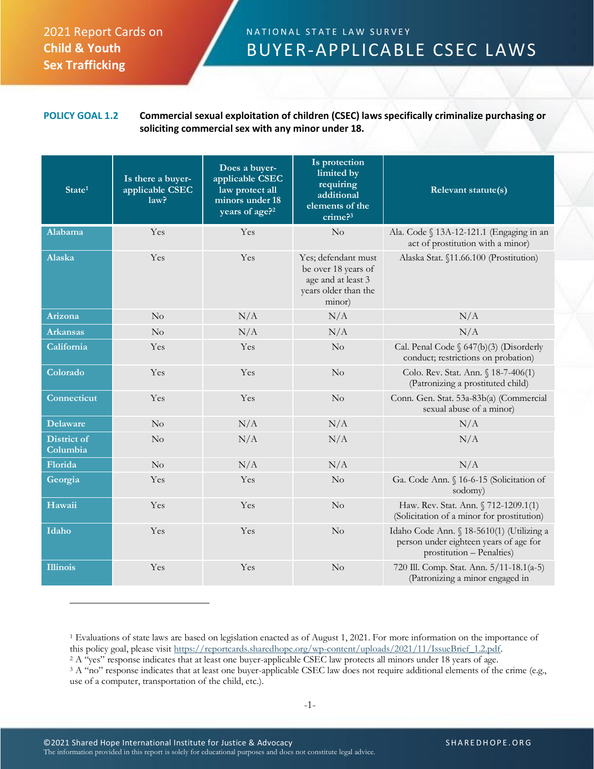2021 Report Cards on **Child & Youth Sex Trafficking**

NATIONAL STATE LAW SURVEY

# BUYER-APPLICABLE CSEC LAWS

**POLICY GOAL 1.2** **Commercial sexual exploitation of children (CSEC) laws specifically criminalize purchasing or soliciting commercial sex with any minor under 18.**

| State[1] | Is there a buyer-applicable CSEC law? | Does a buyer-applicable CSEC law protect all minors under 18 years of age?[2] | Is protection limited by requiring additional elements of the crime?[3] | Relevant statute(s) |
|---|---|---|---|---|
| Alabama | Yes | Yes | No | Ala. Code § 13A-12-121.1 (Engaging in an act of prostitution with a minor) |
| Alaska | Yes | Yes | Yes; defendant must be over 18 years of age and at least 3 years older than the minor) | Alaska Stat. §11.66.100 (Prostitution) |
| Arizona | No | N/A | N/A | N/A |
| Arkansas | No | N/A | N/A | N/A |
| California | Yes | Yes | No | Cal. Penal Code § 647(b)(3) (Disorderly conduct; restrictions on probation) |
| Colorado | Yes | Yes | No | Colo. Rev. Stat. Ann. § 18-7-406(1) (Patronizing a prostituted child) |
| Connecticut | Yes | Yes | No | Conn. Gen. Stat. 53a-83b(a) (Commercial sexual abuse of a minor) |
| Delaware | No | N/A | N/A | N/A |
| District of Columbia | No | N/A | N/A | N/A |
| Florida | No | N/A | N/A | N/A |
| Georgia | Yes | Yes | No | Ga. Code Ann. § 16-6-15 (Solicitation of sodomy) |
| Hawaii | Yes | Yes | No | Haw. Rev. Stat. Ann. § 712-1209.1(1) (Solicitation of a minor for prostitution) |
| Idaho | Yes | Yes | No | Idaho Code Ann. § 18-5610(1) (Utilizing a person under eighteen years of age for prostitution – Penalties) |
| Illinois | Yes | Yes | No | 720 Ill. Comp. Stat. Ann. 5/11-18.1(a-5) (Patronizing a minor engaged in |

[1] Evaluations of state laws are based on legislation enacted as of August 1, 2021. For more information on the importance of this policy goal, please visit https://reportcards.sharedhope.org/wp-content/uploads/2021/11/IssueBrief_1.2.pdf.
[2] A "yes" response indicates that at least one buyer-applicable CSEC law protects all minors under 18 years of age.
[3] A "no" response indicates that at least one buyer-applicable CSEC law does not require additional elements of the crime (e.g., use of a computer, transportation of the child, etc.).

©2021 Shared Hope International Institute for Justice & Advocacy
The information provided in this report is solely for educational purposes and does not constitute legal advice.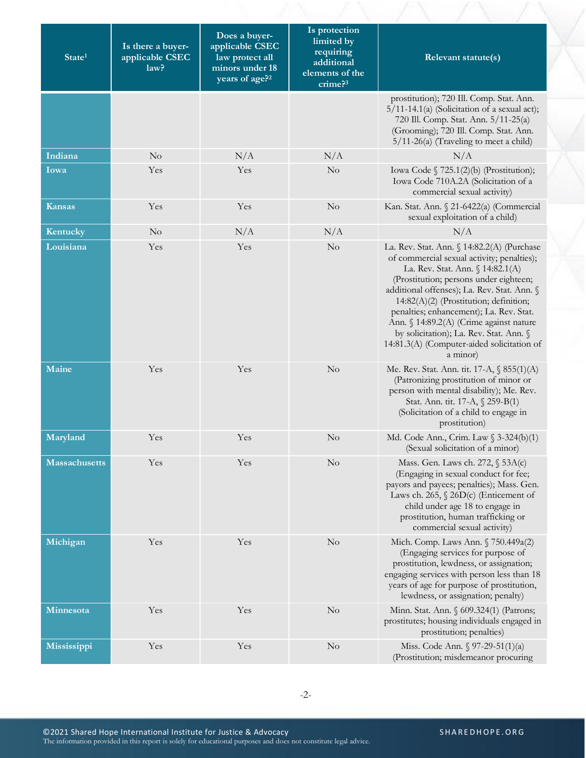| State[1] | Is there a buyer-applicable CSEC law? | Does a buyer-applicable CSEC law protect all minors under 18 years of age?[2] | Is protection limited by requiring additional elements of the crime?[3] | Relevant statute(s) |
|---|---|---|---|---|
| | | | | prostitution); 720 Ill. Comp. Stat. Ann. 5/11-14.1(a) (Solicitation of a sexual act); 720 Ill. Comp. Stat. Ann. 5/11-25(a) (Grooming); 720 Ill. Comp. Stat. Ann. 5/11-26(a) (Traveling to meet a child) |
| Indiana | No | N/A | N/A | N/A |
| Iowa | Yes | Yes | No | Iowa Code § 725.1(2)(b) (Prostitution); Iowa Code 710A.2A (Solicitation of a commercial sexual activity) |
| Kansas | Yes | Yes | No | Kan. Stat. Ann. § 21-6422(a) (Commercial sexual exploitation of a child) |
| Kentucky | No | N/A | N/A | N/A |
| Louisiana | Yes | Yes | No | La. Rev. Stat. Ann. § 14:82.2(A) (Purchase of commercial sexual activity; penalties); La. Rev. Stat. Ann. § 14:82.1(A) (Prostitution; persons under eighteen; additional offenses); La. Rev. Stat. Ann. § 14:82(A)(2) (Prostitution; definition; penalties; enhancement); La. Rev. Stat. Ann. § 14:89.2(A) (Crime against nature by solicitation); La. Rev. Stat. Ann. § 14:81.3(A) (Computer-aided solicitation of a minor) |
| Maine | Yes | Yes | No | Me. Rev. Stat. Ann. tit. 17-A, § 855(1)(A) (Patronizing prostitution of minor or person with mental disability); Me. Rev. Stat. Ann. tit. 17-A, § 259-B(1) (Solicitation of a child to engage in prostitution) |
| Maryland | Yes | Yes | No | Md. Code Ann., Crim. Law § 3-324(b)(1) (Sexual solicitation of a minor) |
| Massachusetts | Yes | Yes | No | Mass. Gen. Laws ch. 272, § 53A(c) (Engaging in sexual conduct for fee; payors and payees; penalties); Mass. Gen. Laws ch. 265, § 26D(c) (Enticement of child under age 18 to engage in prostitution, human trafficking or commercial sexual activity) |
| Michigan | Yes | Yes | No | Mich. Comp. Laws Ann. § 750.449a(2) (Engaging services for purpose of prostitution, lewdness, or assignation; engaging services with person less than 18 years of age for purpose of prostitution, lewdness, or assignation; penalty) |
| Minnesota | Yes | Yes | No | Minn. Stat. Ann. § 609.324(1) (Patrons; prostitutes; housing individuals engaged in prostitution; penalties) |
| Mississippi | Yes | Yes | No | Miss. Code Ann. § 97-29-51(1)(a) (Prostitution; misdemeanor procuring |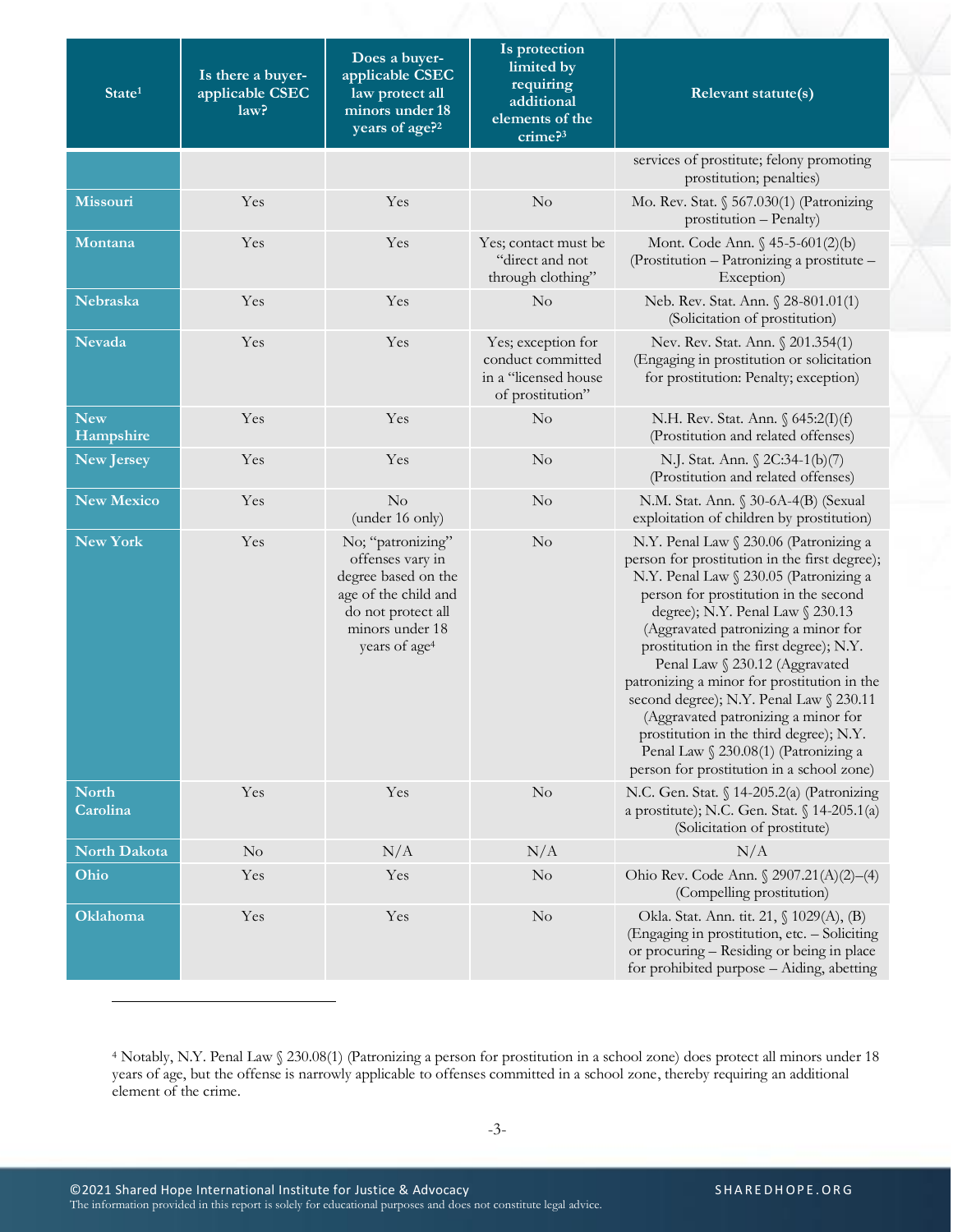| State[1] | Is there a buyer-applicable CSEC law? | Does a buyer-applicable CSEC law protect all minors under 18 years of age?[2] | Is protection limited by requiring additional elements of the crime?[3] | Relevant statute(s) |
|---|---|---|---|---|
| | | | | services of prostitute; felony promoting prostitution; penalties) |
| Missouri | Yes | Yes | No | Mo. Rev. Stat. § 567.030(1) (Patronizing prostitution – Penalty) |
| Montana | Yes | Yes | Yes; contact must be "direct and not through clothing" | Mont. Code Ann. § 45-5-601(2)(b) (Prostitution – Patronizing a prostitute – Exception) |
| Nebraska | Yes | Yes | No | Neb. Rev. Stat. Ann. § 28-801.01(1) (Solicitation of prostitution) |
| Nevada | Yes | Yes | Yes; exception for conduct committed in a "licensed house of prostitution" | Nev. Rev. Stat. Ann. § 201.354(1) (Engaging in prostitution or solicitation for prostitution: Penalty; exception) |
| New Hampshire | Yes | Yes | No | N.H. Rev. Stat. Ann. § 645:2(I)(f) (Prostitution and related offenses) |
| New Jersey | Yes | Yes | No | N.J. Stat. Ann. § 2C:34-1(b)(7) (Prostitution and related offenses) |
| New Mexico | Yes | No (under 16 only) | No | N.M. Stat. Ann. § 30-6A-4(B) (Sexual exploitation of children by prostitution) |
| New York | Yes | No; "patronizing" offenses vary in degree based on the age of the child and do not protect all minors under 18 years of age[4] | No | N.Y. Penal Law § 230.06 (Patronizing a person for prostitution in the first degree); N.Y. Penal Law § 230.05 (Patronizing a person for prostitution in the second degree); N.Y. Penal Law § 230.13 (Aggravated patronizing a minor for prostitution in the first degree); N.Y. Penal Law § 230.12 (Aggravated patronizing a minor for prostitution in the second degree); N.Y. Penal Law § 230.11 (Aggravated patronizing a minor for prostitution in the third degree); N.Y. Penal Law § 230.08(1) (Patronizing a person for prostitution in a school zone) |
| North Carolina | Yes | Yes | No | N.C. Gen. Stat. § 14-205.2(a) (Patronizing a prostitute); N.C. Gen. Stat. § 14-205.1(a) (Solicitation of prostitute) |
| North Dakota | No | N/A | N/A | N/A |
| Ohio | Yes | Yes | No | Ohio Rev. Code Ann. § 2907.21(A)(2)–(4) (Compelling prostitution) |
| Oklahoma | Yes | Yes | No | Okla. Stat. Ann. tit. 21, § 1029(A), (B) (Engaging in prostitution, etc. – Soliciting or procuring – Residing or being in place for prohibited purpose – Aiding, abetting |

[4] Notably, N.Y. Penal Law § 230.08(1) (Patronizing a person for prostitution in a school zone) does protect all minors under 18 years of age, but the offense is narrowly applicable to offenses committed in a school zone, thereby requiring an additional element of the crime.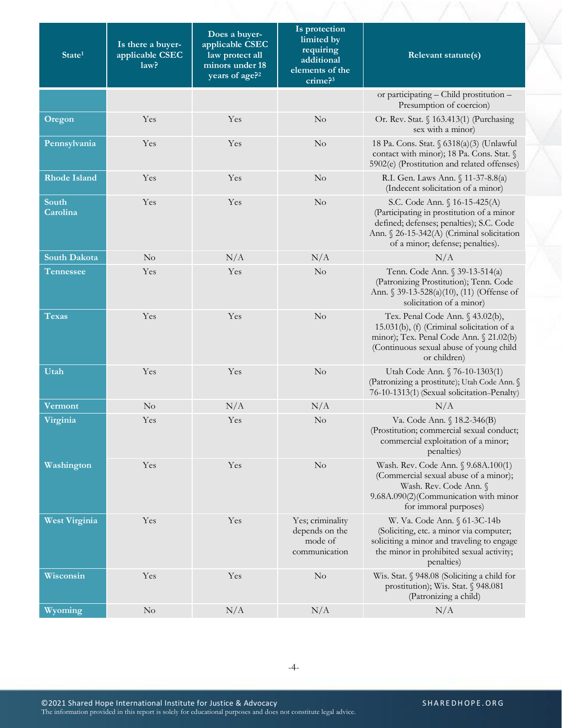| State[1] | Is there a buyer-applicable CSEC law? | Does a buyer-applicable CSEC law protect all minors under 18 years of age?[2] | Is protection limited by requiring additional elements of the crime?[3] | Relevant statute(s) |
|---|---|---|---|---|
| | | | | or participating – Child prostitution – Presumption of coercion) |
| Oregon | Yes | Yes | No | Or. Rev. Stat. § 163.413(1) (Purchasing sex with a minor) |
| Pennsylvania | Yes | Yes | No | 18 Pa. Cons. Stat. § 6318(a)(3) (Unlawful contact with minor); 18 Pa. Cons. Stat. § 5902(e) (Prostitution and related offenses) |
| Rhode Island | Yes | Yes | No | R.I. Gen. Laws Ann. § 11-37-8.8(a) (Indecent solicitation of a minor) |
| South Carolina | Yes | Yes | No | S.C. Code Ann. § 16-15-425(A) (Participating in prostitution of a minor defined; defenses; penalties); S.C. Code Ann. § 26-15-342(A) (Criminal solicitation of a minor; defense; penalties). |
| South Dakota | No | N/A | N/A | N/A |
| Tennessee | Yes | Yes | No | Tenn. Code Ann. § 39-13-514(a) (Patronizing Prostitution); Tenn. Code Ann. § 39-13-528(a)(10), (11) (Offense of solicitation of a minor) |
| Texas | Yes | Yes | No | Tex. Penal Code Ann. § 43.02(b), 15.031(b), (f) (Criminal solicitation of a minor); Tex. Penal Code Ann. § 21.02(b) (Continuous sexual abuse of young child or children) |
| Utah | Yes | Yes | No | Utah Code Ann. § 76-10-1303(1) (Patronizing a prostitute); Utah Code Ann. § 76-10-1313(1) (Sexual solicitation–Penalty) |
| Vermont | No | N/A | N/A | N/A |
| Virginia | Yes | Yes | No | Va. Code Ann. § 18.2-346(B) (Prostitution; commercial sexual conduct; commercial exploitation of a minor; penalties) |
| Washington | Yes | Yes | No | Wash. Rev. Code Ann. § 9.68A.100(1) (Commercial sexual abuse of a minor); Wash. Rev. Code Ann. § 9.68A.090(2)(Communication with minor for immoral purposes) |
| West Virginia | Yes | Yes | Yes; criminality depends on the mode of communication | W. Va. Code Ann. § 61-3C-14b (Soliciting, etc. a minor via computer; soliciting a minor and traveling to engage the minor in prohibited sexual activity; penalties) |
| Wisconsin | Yes | Yes | No | Wis. Stat. § 948.08 (Soliciting a child for prostitution); Wis. Stat. § 948.081 (Patronizing a child) |
| Wyoming | No | N/A | N/A | N/A |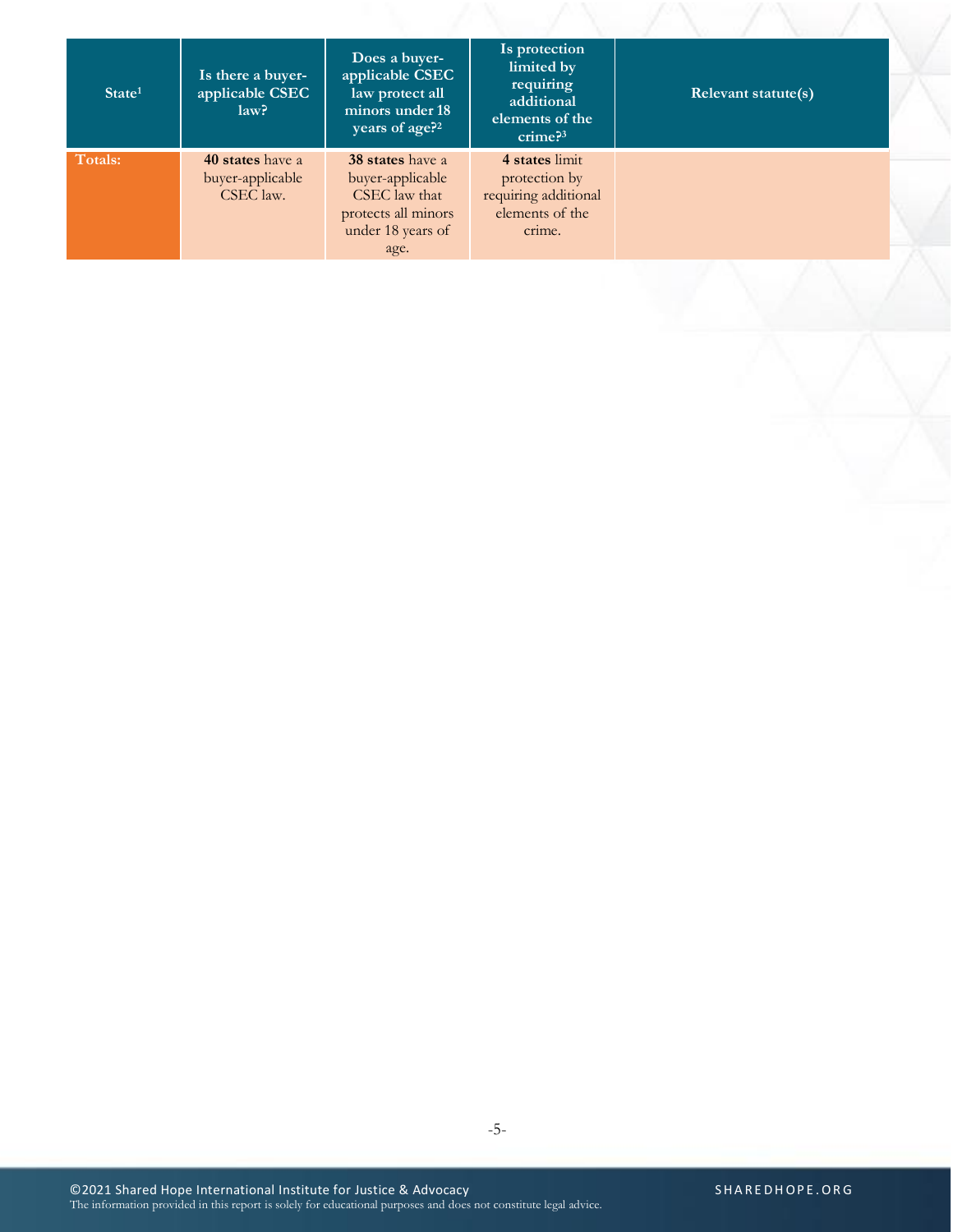| State[1] | Is there a buyer-applicable CSEC law? | Does a buyer-applicable CSEC law protect all minors under 18 years of age?[2] | Is protection limited by requiring additional elements of the crime?[3] | Relevant statute(s) |
|---|---|---|---|---|
| Totals: | **40 states** have a buyer-applicable CSEC law. | **38 states** have a buyer-applicable CSEC law that protects all minors under 18 years of age. | **4 states** limit protection by requiring additional elements of the crime. | |